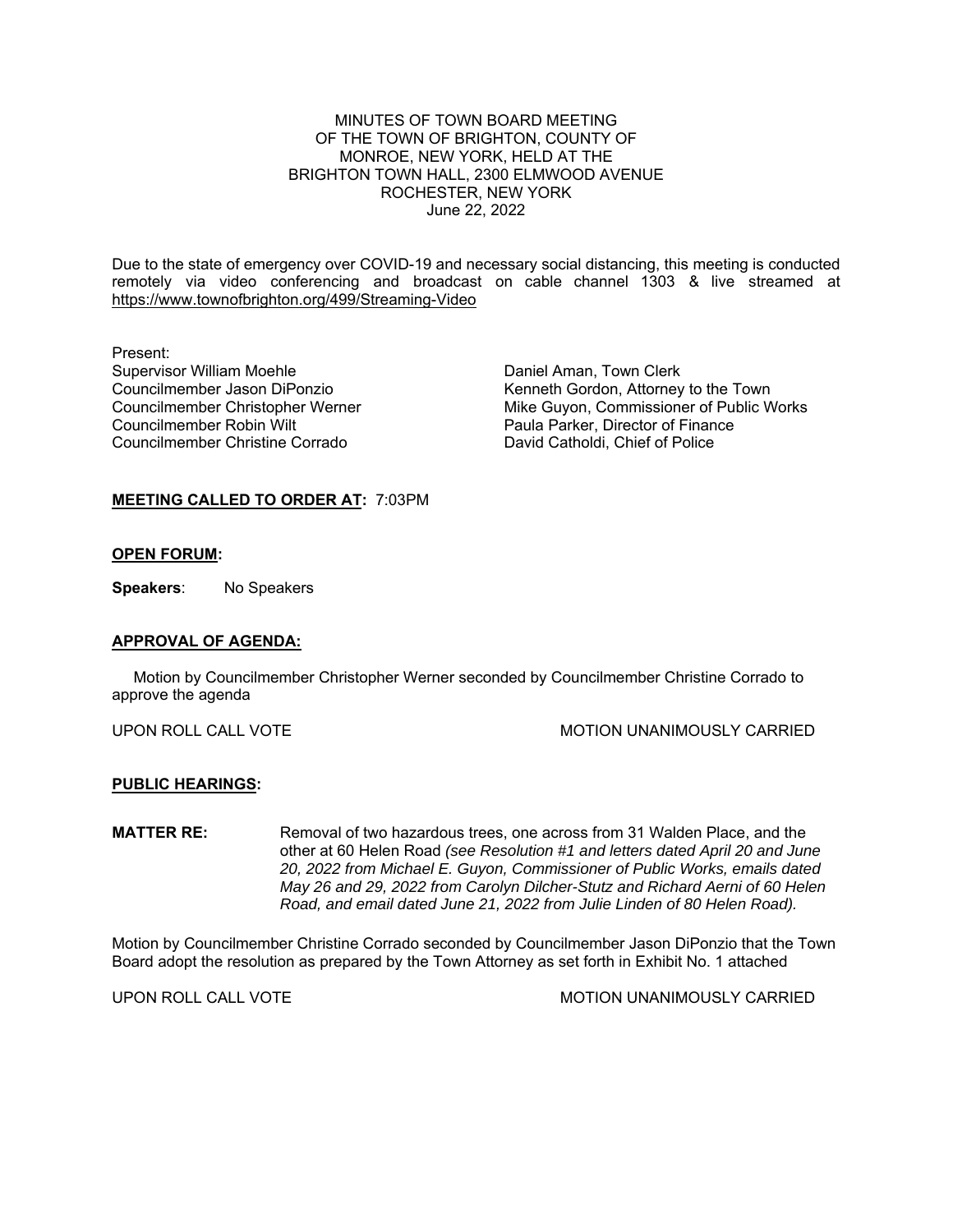MINUTES OF TOWN BOARD MEETING
OF THE TOWN OF BRIGHTON, COUNTY OF
MONROE, NEW YORK, HELD AT THE
BRIGHTON TOWN HALL, 2300 ELMWOOD AVENUE
ROCHESTER, NEW YORK
June 22, 2022

Due to the state of emergency over COVID-19 and necessary social distancing, this meeting is conducted remotely via video conferencing and broadcast on cable channel 1303 & live streamed at https://www.townofbrighton.org/499/Streaming-Video

Present:

Supervisor William Moehle
Councilmember Jason DiPonzio
Councilmember Christopher Werner
Councilmember Robin Wilt
Councilmember Christine Corrado

Daniel Aman, Town Clerk
Kenneth Gordon, Attorney to the Town
Mike Guyon, Commissioner of Public Works
Paula Parker, Director of Finance
David Catholdi, Chief of Police

**MEETING CALLED TO ORDER AT:** 7:03PM

**OPEN FORUM:**

**Speakers**: No Speakers

**APPROVAL OF AGENDA:**

Motion by Councilmember Christopher Werner seconded by Councilmember Christine Corrado to approve the agenda

UPON ROLL CALL VOTE — MOTION UNANIMOUSLY CARRIED

**PUBLIC HEARINGS:**

**MATTER RE:** Removal of two hazardous trees, one across from 31 Walden Place, and the other at 60 Helen Road *(see Resolution #1 and letters dated April 20 and June 20, 2022 from Michael E. Guyon, Commissioner of Public Works, emails dated May 26 and 29, 2022 from Carolyn Dilcher-Stutz and Richard Aerni of 60 Helen Road, and email dated June 21, 2022 from Julie Linden of 80 Helen Road).*

Motion by Councilmember Christine Corrado seconded by Councilmember Jason DiPonzio that the Town Board adopt the resolution as prepared by the Town Attorney as set forth in Exhibit No. 1 attached

UPON ROLL CALL VOTE — MOTION UNANIMOUSLY CARRIED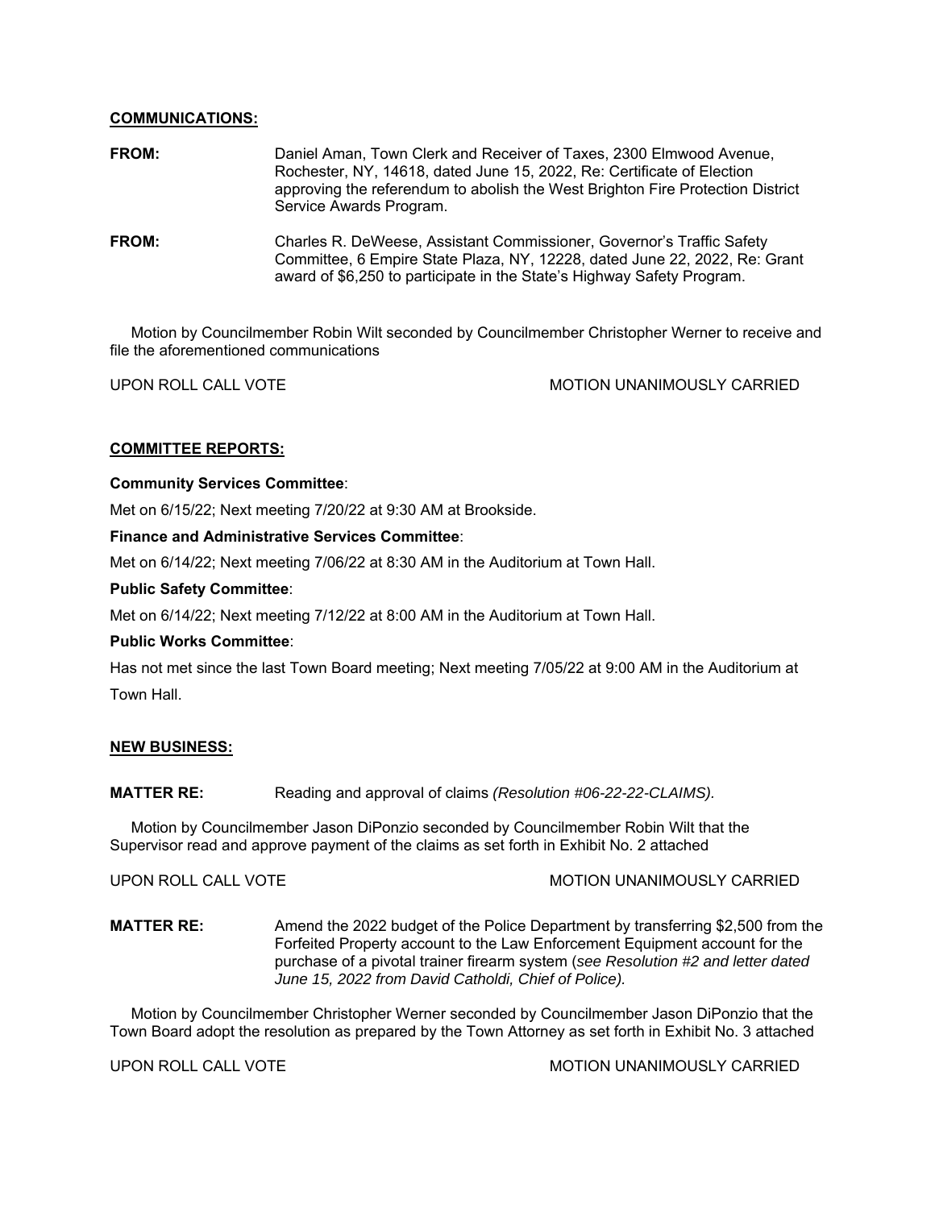**COMMUNICATIONS:**

**FROM:** Daniel Aman, Town Clerk and Receiver of Taxes, 2300 Elmwood Avenue, Rochester, NY, 14618, dated June 15, 2022, Re: Certificate of Election approving the referendum to abolish the West Brighton Fire Protection District Service Awards Program.

**FROM:** Charles R. DeWeese, Assistant Commissioner, Governor's Traffic Safety Committee, 6 Empire State Plaza, NY, 12228, dated June 22, 2022, Re: Grant award of $6,250 to participate in the State's Highway Safety Program.

Motion by Councilmember Robin Wilt seconded by Councilmember Christopher Werner to receive and file the aforementioned communications

UPON ROLL CALL VOTE MOTION UNANIMOUSLY CARRIED

**COMMITTEE REPORTS:**

**Community Services Committee**:

Met on 6/15/22; Next meeting 7/20/22 at 9:30 AM at Brookside.

**Finance and Administrative Services Committee**:

Met on 6/14/22; Next meeting 7/06/22 at 8:30 AM in the Auditorium at Town Hall.

**Public Safety Committee**:

Met on 6/14/22; Next meeting 7/12/22 at 8:00 AM in the Auditorium at Town Hall.

**Public Works Committee**:

Has not met since the last Town Board meeting; Next meeting 7/05/22 at 9:00 AM in the Auditorium at Town Hall.

**NEW BUSINESS:**

**MATTER RE:** Reading and approval of claims *(Resolution #06-22-22-CLAIMS)*.

Motion by Councilmember Jason DiPonzio seconded by Councilmember Robin Wilt that the Supervisor read and approve payment of the claims as set forth in Exhibit No. 2 attached

UPON ROLL CALL VOTE MOTION UNANIMOUSLY CARRIED

**MATTER RE:** Amend the 2022 budget of the Police Department by transferring $2,500 from the Forfeited Property account to the Law Enforcement Equipment account for the purchase of a pivotal trainer firearm system (*see Resolution #2 and letter dated June 15, 2022 from David Catholdi, Chief of Police).*

Motion by Councilmember Christopher Werner seconded by Councilmember Jason DiPonzio that the Town Board adopt the resolution as prepared by the Town Attorney as set forth in Exhibit No. 3 attached

UPON ROLL CALL VOTE MOTION UNANIMOUSLY CARRIED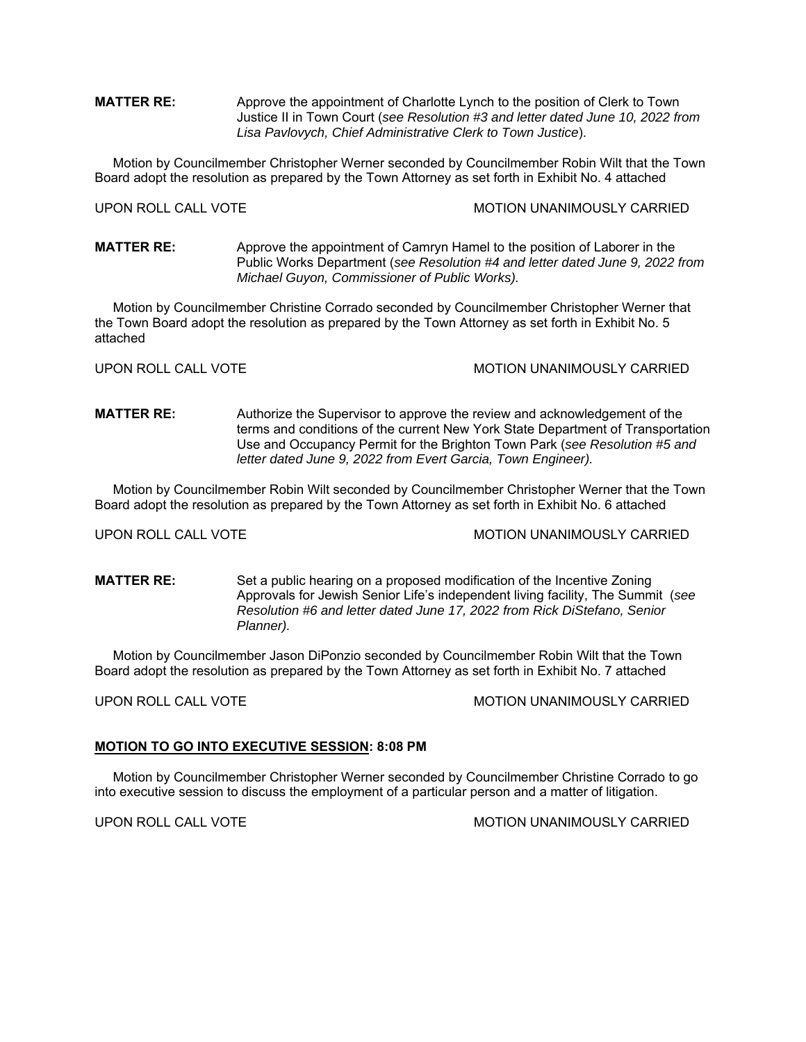**MATTER RE:** Approve the appointment of Charlotte Lynch to the position of Clerk to Town Justice II in Town Court (*see Resolution #3 and letter dated June 10, 2022 from Lisa Pavlovych, Chief Administrative Clerk to Town Justice*).

Motion by Councilmember Christopher Werner seconded by Councilmember Robin Wilt that the Town Board adopt the resolution as prepared by the Town Attorney as set forth in Exhibit No. 4 attached

UPON ROLL CALL VOTE MOTION UNANIMOUSLY CARRIED

**MATTER RE:** Approve the appointment of Camryn Hamel to the position of Laborer in the Public Works Department (*see Resolution #4 and letter dated June 9, 2022 from Michael Guyon, Commissioner of Public Works).*

Motion by Councilmember Christine Corrado seconded by Councilmember Christopher Werner that the Town Board adopt the resolution as prepared by the Town Attorney as set forth in Exhibit No. 5 attached

UPON ROLL CALL VOTE MOTION UNANIMOUSLY CARRIED

**MATTER RE:** Authorize the Supervisor to approve the review and acknowledgement of the terms and conditions of the current New York State Department of Transportation Use and Occupancy Permit for the Brighton Town Park (*see Resolution #5 and letter dated June 9, 2022 from Evert Garcia, Town Engineer).*

Motion by Councilmember Robin Wilt seconded by Councilmember Christopher Werner that the Town Board adopt the resolution as prepared by the Town Attorney as set forth in Exhibit No. 6 attached

UPON ROLL CALL VOTE MOTION UNANIMOUSLY CARRIED

**MATTER RE:** Set a public hearing on a proposed modification of the Incentive Zoning Approvals for Jewish Senior Life's independent living facility, The Summit (*see Resolution #6 and letter dated June 17, 2022 from Rick DiStefano, Senior Planner).*

Motion by Councilmember Jason DiPonzio seconded by Councilmember Robin Wilt that the Town Board adopt the resolution as prepared by the Town Attorney as set forth in Exhibit No. 7 attached

UPON ROLL CALL VOTE MOTION UNANIMOUSLY CARRIED

**MOTION TO GO INTO EXECUTIVE SESSION: 8:08 PM**

Motion by Councilmember Christopher Werner seconded by Councilmember Christine Corrado to go into executive session to discuss the employment of a particular person and a matter of litigation.

UPON ROLL CALL VOTE MOTION UNANIMOUSLY CARRIED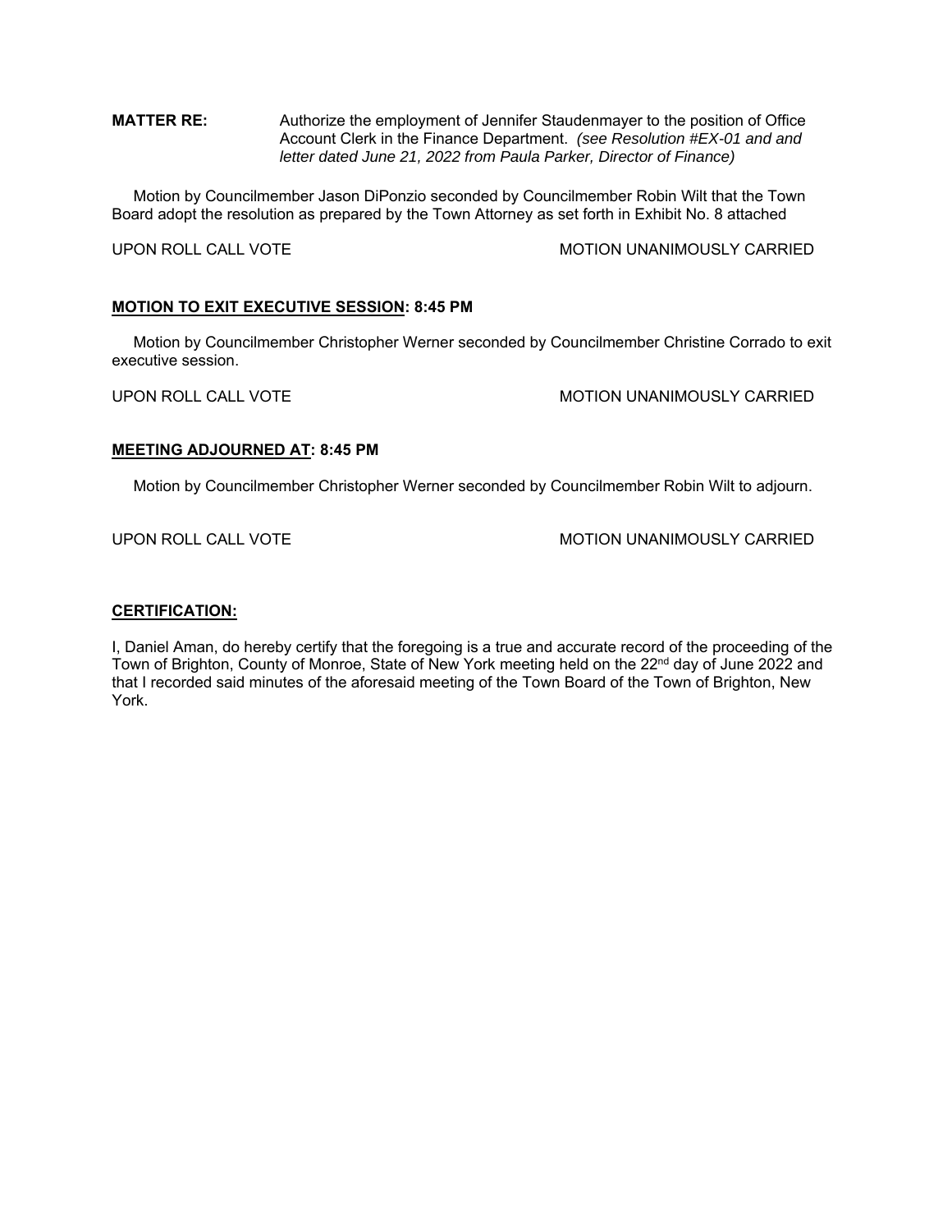**MATTER RE:** Authorize the employment of Jennifer Staudenmayer to the position of Office Account Clerk in the Finance Department. *(see Resolution #EX-01 and and letter dated June 21, 2022 from Paula Parker, Director of Finance)*

Motion by Councilmember Jason DiPonzio seconded by Councilmember Robin Wilt that the Town Board adopt the resolution as prepared by the Town Attorney as set forth in Exhibit No. 8 attached

UPON ROLL CALL VOTE MOTION UNANIMOUSLY CARRIED

**MOTION TO EXIT EXECUTIVE SESSION: 8:45 PM**

Motion by Councilmember Christopher Werner seconded by Councilmember Christine Corrado to exit executive session.

UPON ROLL CALL VOTE MOTION UNANIMOUSLY CARRIED

**MEETING ADJOURNED AT: 8:45 PM**

Motion by Councilmember Christopher Werner seconded by Councilmember Robin Wilt to adjourn.

UPON ROLL CALL VOTE MOTION UNANIMOUSLY CARRIED

**CERTIFICATION:**

I, Daniel Aman, do hereby certify that the foregoing is a true and accurate record of the proceeding of the Town of Brighton, County of Monroe, State of New York meeting held on the 22nd day of June 2022 and that I recorded said minutes of the aforesaid meeting of the Town Board of the Town of Brighton, New York.